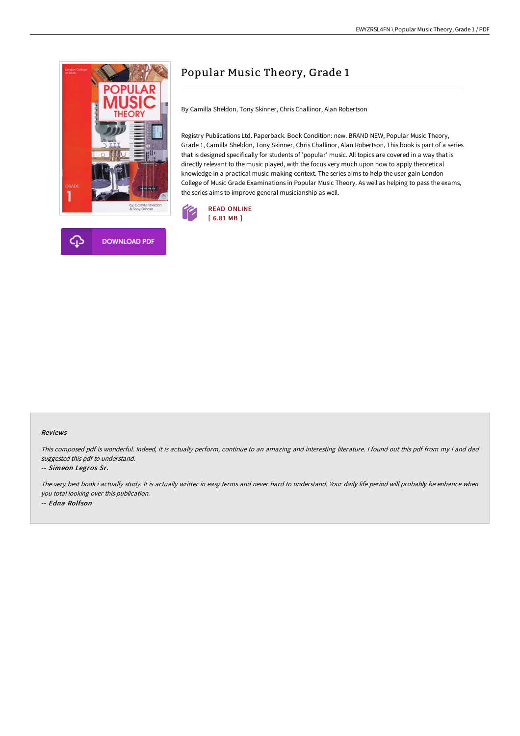# Popular Music Theory, Grade 1

By Camilla Sheldon, Tony Skinner, Chris Challinor, Alan Robertson

Registry Publications Ltd. Paperback. Book Condition: new. BRAND NEW, Popular Music Theory, Grade 1, Camilla Sheldon, Tony Skinner, Chris Challinor, Alan Robertson, This book is part of a series that is designed specifically for students of 'popular' music. All topics are covered in a way that is directly relevant to the music played, with the focus very much upon how to apply theoretical knowledge in a practical music-making context. The series aims to help the user gain London College of Music Grade Examinations in Popular Music Theory. As well as helping to pass the exams, the series aims to improve general musicianship as well.

READ ONLINE
[ 6.81 MB ]

DOWNLOAD PDF

### Reviews

*This composed pdf is wonderful. Indeed, it is actually perform, continue to an amazing and interesting literature. I found out this pdf from my i and dad suggested this pdf to understand.*

-- ***Simeon Legros Sr.***

*The very best book i actually study. It is actually writter in easy terms and never hard to understand. Your daily life period will probably be enhance when you total looking over this publication.*

-- ***Edna Rolfson***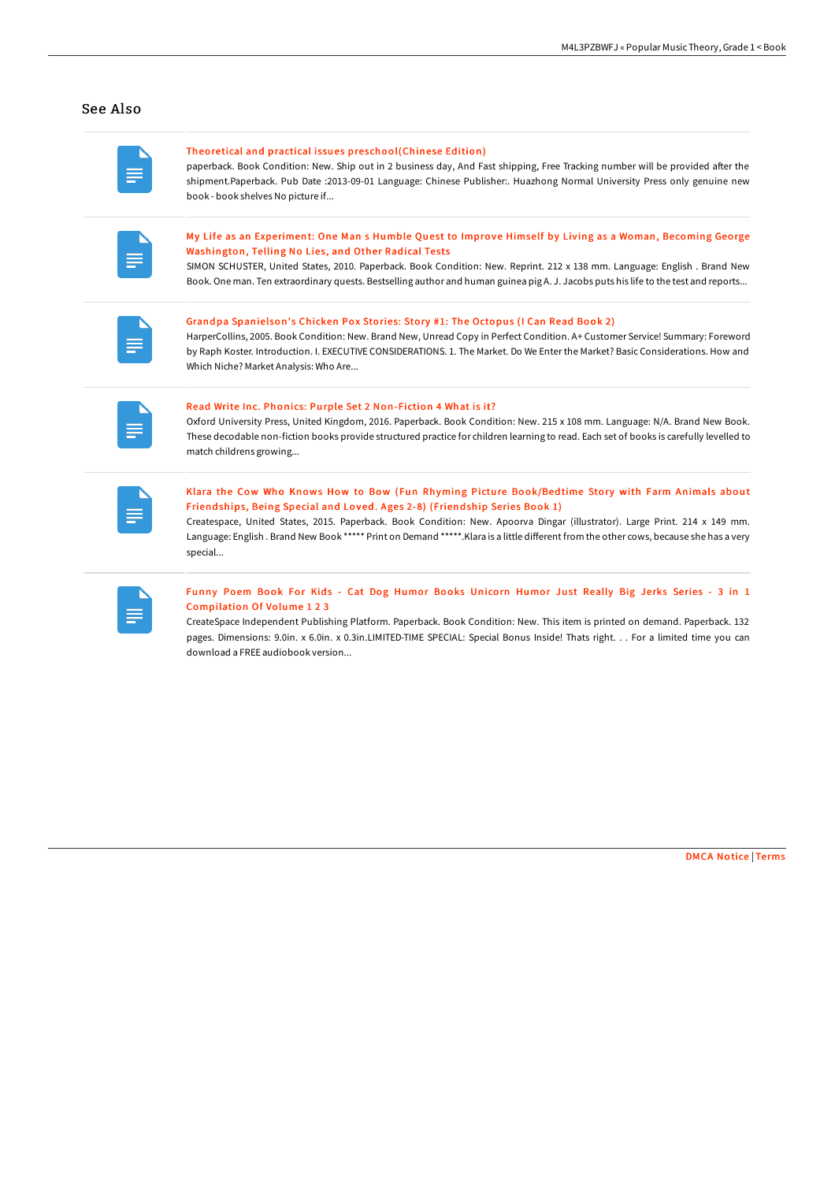## See Also

**Theoretical and practical issues preschool(Chinese Edition)**

paperback. Book Condition: New. Ship out in 2 business day, And Fast shipping, Free Tracking number will be provided after the shipment.Paperback. Pub Date :2013-09-01 Language: Chinese Publisher:. Huazhong Normal University Press only genuine new book - book shelves No picture if...

**My Life as an Experiment: One Man s Humble Quest to Improve Himself by Living as a Woman, Becoming George Washington, Telling No Lies, and Other Radical Tests**

SIMON SCHUSTER, United States, 2010. Paperback. Book Condition: New. Reprint. 212 x 138 mm. Language: English . Brand New Book. One man. Ten extraordinary quests. Bestselling author and human guinea pig A. J. Jacobs puts his life to the test and reports...

**Grandpa Spanielson's Chicken Pox Stories: Story #1: The Octopus (I Can Read Book 2)**

HarperCollins, 2005. Book Condition: New. Brand New, Unread Copy in Perfect Condition. A+ Customer Service! Summary: Foreword by Raph Koster. Introduction. I. EXECUTIVE CONSIDERATIONS. 1. The Market. Do We Enter the Market? Basic Considerations. How and Which Niche? Market Analysis: Who Are...

**Read Write Inc. Phonics: Purple Set 2 Non-Fiction 4 What is it?**

Oxford University Press, United Kingdom, 2016. Paperback. Book Condition: New. 215 x 108 mm. Language: N/A. Brand New Book. These decodable non-fiction books provide structured practice for children learning to read. Each set of books is carefully levelled to match childrens growing...

**Klara the Cow Who Knows How to Bow (Fun Rhyming Picture Book/Bedtime Story with Farm Animals about Friendships, Being Special and Loved. Ages 2-8) (Friendship Series Book 1)**

Createspace, United States, 2015. Paperback. Book Condition: New. Apoorva Dingar (illustrator). Large Print. 214 x 149 mm. Language: English . Brand New Book ***** Print on Demand *****.Klara is a little different from the other cows, because she has a very special...

**Funny Poem Book For Kids - Cat Dog Humor Books Unicorn Humor Just Really Big Jerks Series - 3 in 1 Compilation Of Volume 1 2 3**

CreateSpace Independent Publishing Platform. Paperback. Book Condition: New. This item is printed on demand. Paperback. 132 pages. Dimensions: 9.0in. x 6.0in. x 0.3in.LIMITED-TIME SPECIAL: Special Bonus Inside! Thats right. . . For a limited time you can download a FREE audiobook version...